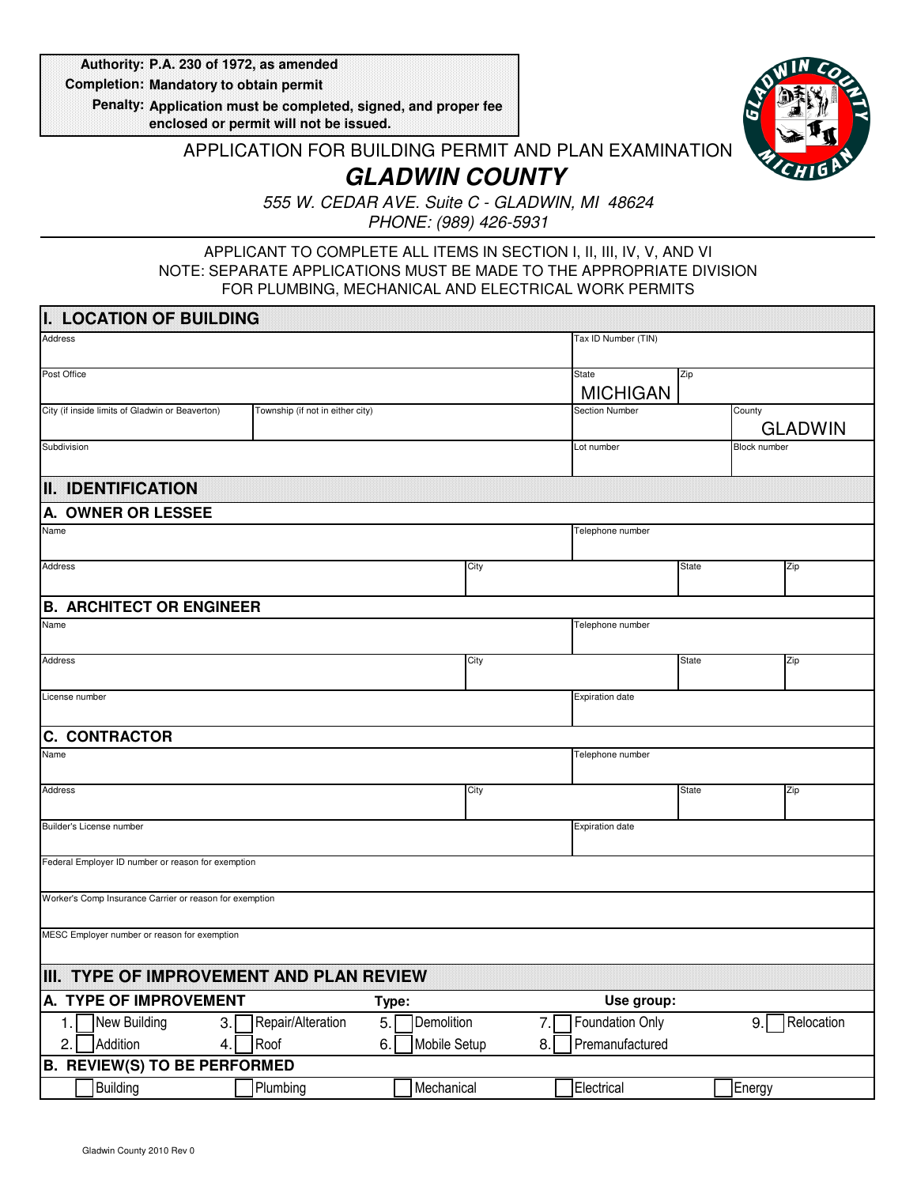**Authority:** P.A. 230 of 1972, as amended
**Completion:** Mandatory to obtain permit
**Penalty:** Application must be completed, signed, and proper fee enclosed or permit will not be issued.

APPLICATION FOR BUILDING PERMIT AND PLAN EXAMINATION

# *GLADWIN COUNTY*

*555 W. CEDAR AVE. Suite C - GLADWIN, MI 48624*
*PHONE: (989) 426-5931*

APPLICANT TO COMPLETE ALL ITEMS IN SECTION I, II, III, IV, V, AND VI
NOTE: SEPARATE APPLICATIONS MUST BE MADE TO THE APPROPRIATE DIVISION FOR PLUMBING, MECHANICAL AND ELECTRICAL WORK PERMITS

## I. LOCATION OF BUILDING

| | | | |
|---|---|---|---|
| Address | | Tax ID Number (TIN) | |
| Post Office | | State: MICHIGAN | Zip |
| City (if inside limits of Gladwin or Beaverton) | Township (if not in either city) | Section Number | County: GLADWIN |
| Subdivision | | Lot number | Block number |

## II. IDENTIFICATION

### A. OWNER OR LESSEE

| | | | |
|---|---|---|---|
| Name | | Telephone number | |
| Address | City | State | Zip |

### B. ARCHITECT OR ENGINEER

| | | | |
|---|---|---|---|
| Name | | Telephone number | |
| Address | City | State | Zip |
| License number | | Expiration date | |

### C. CONTRACTOR

| | | | |
|---|---|---|---|
| Name | | Telephone number | |
| Address | City | State | Zip |
| Builder's License number | | Expiration date | |
| Federal Employer ID number or reason for exemption | | | |
| Worker's Comp Insurance Carrier or reason for exemption | | | |
| MESC Employer number or reason for exemption | | | |

## III. TYPE OF IMPROVEMENT AND PLAN REVIEW

### A. TYPE OF IMPROVEMENT

Type: Use group:

- 1. ☐ New Building
- 2. ☐ Addition
- 3. ☐ Repair/Alteration
- 4. ☐ Roof
- 5. ☐ Demolition
- 6. ☐ Mobile Setup
- 7. ☐ Foundation Only
- 8. ☐ Premanufactured
- 9. ☐ Relocation

### B. REVIEW(S) TO BE PERFORMED

☐ Building ☐ Plumbing ☐ Mechanical ☐ Electrical ☐ Energy

Gladwin County 2010 Rev 0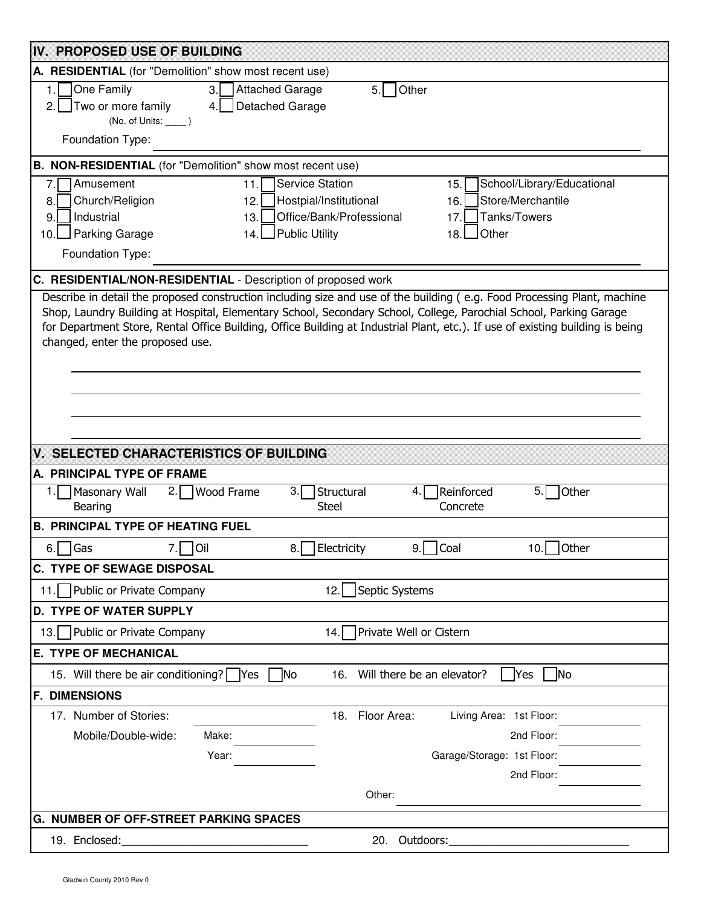## IV. PROPOSED USE OF BUILDING

**A. RESIDENTIAL** (for "Demolition" show most recent use)

1. ☐ One Family
2. ☐ Two or more family (No. of Units: ____ )
3. ☐ Attached Garage
4. ☐ Detached Garage
5. ☐ Other

Foundation Type: ______________________________

**B. NON-RESIDENTIAL** (for "Demolition" show most recent use)

7. ☐ Amusement
8. ☐ Church/Religion
9. ☐ Industrial
10. ☐ Parking Garage
11. ☐ Service Station
12. ☐ Hostpial/Institutional
13. ☐ Office/Bank/Professional
14. ☐ Public Utility
15. ☐ School/Library/Educational
16. ☐ Store/Merchantile
17. ☐ Tanks/Towers
18. ☐ Other

Foundation Type: ______________________________

**C. RESIDENTIAL/NON-RESIDENTIAL** - Description of proposed work

Describe in detail the proposed construction including size and use of the building ( e.g. Food Processing Plant, machine Shop, Laundry Building at Hospital, Elementary School, Secondary School, College, Parochial School, Parking Garage for Department Store, Rental Office Building, Office Building at Industrial Plant, etc.). If use of existing building is being changed, enter the proposed use.

______________________________

______________________________

______________________________

______________________________

## V. SELECTED CHARACTERISTICS OF BUILDING

**A. PRINCIPAL TYPE OF FRAME**

1. ☐ Masonary Wall Bearing
2. ☐ Wood Frame
3. ☐ Structural Steel
4. ☐ Reinforced Concrete
5. ☐ Other

**B. PRINCIPAL TYPE OF HEATING FUEL**

6. ☐ Gas
7. ☐ Oil
8. ☐ Electricity
9. ☐ Coal
10. ☐ Other

**C. TYPE OF SEWAGE DISPOSAL**

11. ☐ Public or Private Company
12. ☐ Septic Systems

**D. TYPE OF WATER SUPPLY**

13. ☐ Public or Private Company
14. ☐ Private Well or Cistern

**E. TYPE OF MECHANICAL**

15. Will there be air conditioning? ☐ Yes ☐ No
16. Will there be an elevator? ☐ Yes ☐ No

**F. DIMENSIONS**

17. Number of Stories: ______________

Mobile/Double-wide: Make: ______________ Year: ______________

18. Floor Area:

Living Area: 1st Floor: ______________
2nd Floor: ______________

Garage/Storage: 1st Floor: ______________
2nd Floor: ______________

Other: ______________

**G. NUMBER OF OFF-STREET PARKING SPACES**

19. Enclosed:______________________________
20. Outdoors:______________________________

Gladwin County 2010 Rev 0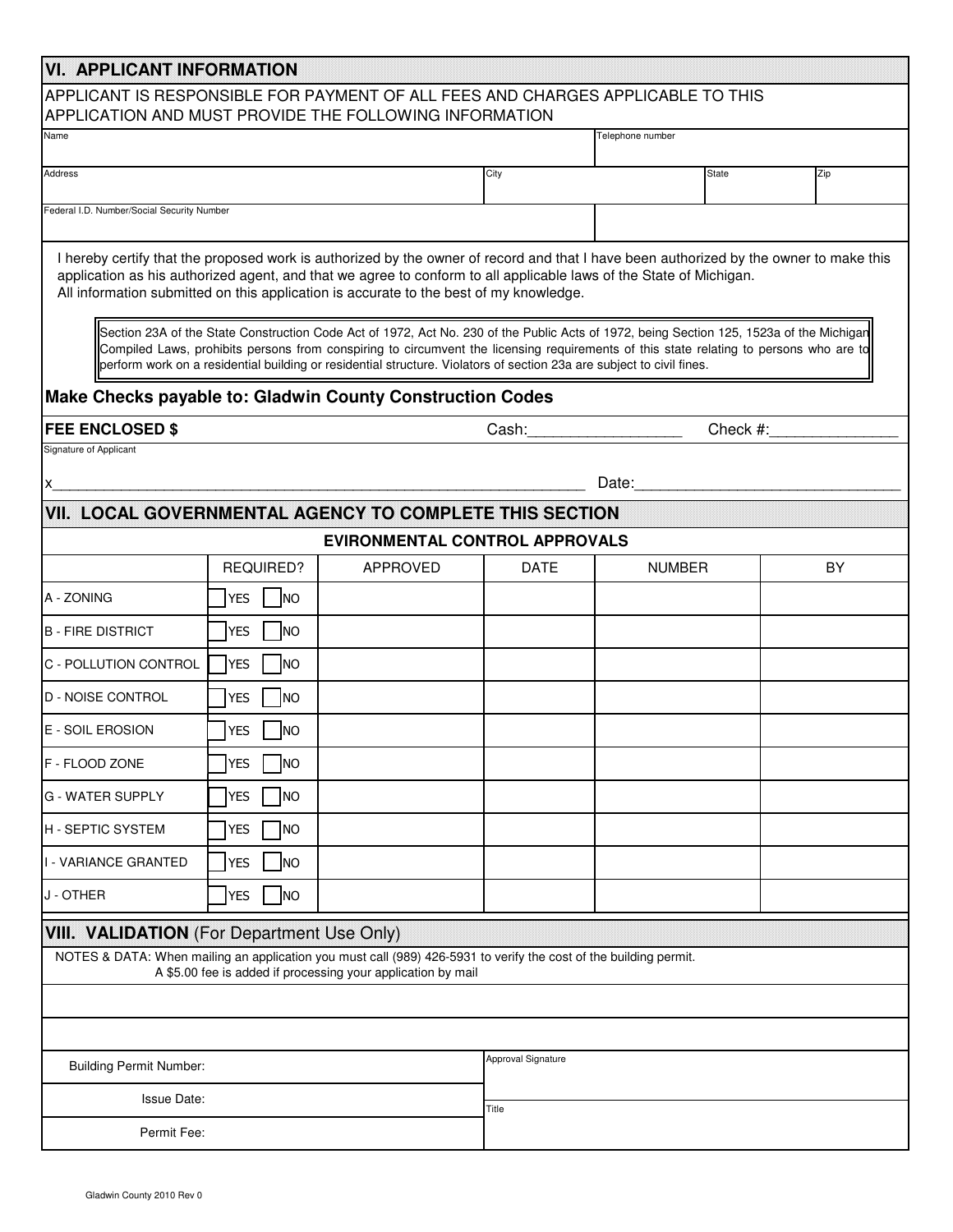## VI. APPLICANT INFORMATION

APPLICANT IS RESPONSIBLE FOR PAYMENT OF ALL FEES AND CHARGES APPLICABLE TO THIS APPLICATION AND MUST PROVIDE THE FOLLOWING INFORMATION

| | | | | |
|---|---|---|---|---|
| Name | | Telephone number | | |
| Address | City | | State | Zip |
| Federal I.D. Number/Social Security Number | | | | |

I hereby certify that the proposed work is authorized by the owner of record and that I have been authorized by the owner to make this application as his authorized agent, and that we agree to conform to all applicable laws of the State of Michigan.
All information submitted on this application is accurate to the best of my knowledge.

> Section 23A of the State Construction Code Act of 1972, Act No. 230 of the Public Acts of 1972, being Section 125, 1523a of the Michigan Compiled Laws, prohibits persons from conspiring to circumvent the licensing requirements of this state relating to persons who are to perform work on a residential building or residential structure. Violators of section 23a are subject to civil fines.

**Make Checks payable to: Gladwin County Construction Codes**

**FEE ENCLOSED $** Cash:_________________ Check #:_______________

Signature of Applicant

x________________________________________________________________ Date:________________________________

## VII. LOCAL GOVERNMENTAL AGENCY TO COMPLETE THIS SECTION

**EVIRONMENTAL CONTROL APPROVALS**

| | REQUIRED? | APPROVED | DATE | NUMBER | BY |
|---|---|---|---|---|---|
| A - ZONING | ☐ YES ☐ NO | | | | |
| B - FIRE DISTRICT | ☐ YES ☐ NO | | | | |
| C - POLLUTION CONTROL | ☐ YES ☐ NO | | | | |
| D - NOISE CONTROL | ☐ YES ☐ NO | | | | |
| E - SOIL EROSION | ☐ YES ☐ NO | | | | |
| F - FLOOD ZONE | ☐ YES ☐ NO | | | | |
| G - WATER SUPPLY | ☐ YES ☐ NO | | | | |
| H - SEPTIC SYSTEM | ☐ YES ☐ NO | | | | |
| I - VARIANCE GRANTED | ☐ YES ☐ NO | | | | |
| J - OTHER | ☐ YES ☐ NO | | | | |

## VIII. VALIDATION (For Department Use Only)

NOTES & DATA: When mailing an application you must call (989) 426-5931 to verify the cost of the building permit.
A $5.00 fee is added if processing your application by mail

| | |
|---|---|
| Building Permit Number: | Approval Signature |
| Issue Date: | Title |
| Permit Fee: | |

Gladwin County 2010 Rev 0